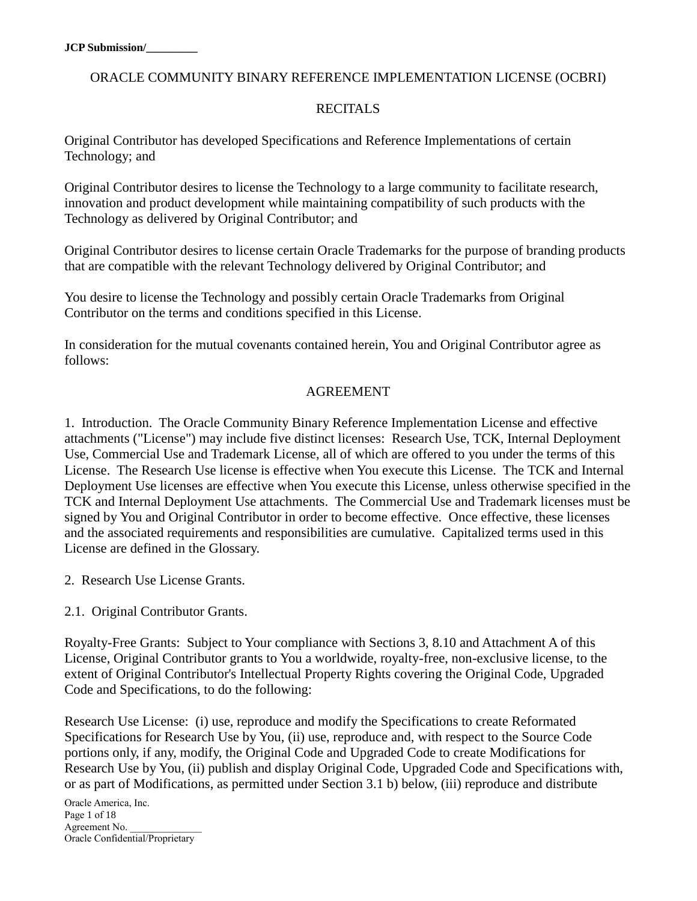**JCP Submission/_________**

# ORACLE COMMUNITY BINARY REFERENCE IMPLEMENTATION LICENSE (OCBRI)

## RECITALS

Original Contributor has developed Specifications and Reference Implementations of certain Technology; and

Original Contributor desires to license the Technology to a large community to facilitate research, innovation and product development while maintaining compatibility of such products with the Technology as delivered by Original Contributor; and

Original Contributor desires to license certain Oracle Trademarks for the purpose of branding products that are compatible with the relevant Technology delivered by Original Contributor; and

You desire to license the Technology and possibly certain Oracle Trademarks from Original Contributor on the terms and conditions specified in this License.

In consideration for the mutual covenants contained herein, You and Original Contributor agree as follows:

## AGREEMENT

1. Introduction. The Oracle Community Binary Reference Implementation License and effective attachments ("License") may include five distinct licenses: Research Use, TCK, Internal Deployment Use, Commercial Use and Trademark License, all of which are offered to you under the terms of this License. The Research Use license is effective when You execute this License. The TCK and Internal Deployment Use licenses are effective when You execute this License, unless otherwise specified in the TCK and Internal Deployment Use attachments. The Commercial Use and Trademark licenses must be signed by You and Original Contributor in order to become effective. Once effective, these licenses and the associated requirements and responsibilities are cumulative. Capitalized terms used in this License are defined in the Glossary.

2. Research Use License Grants.

2.1. Original Contributor Grants.

Royalty-Free Grants: Subject to Your compliance with Sections 3, 8.10 and Attachment A of this License, Original Contributor grants to You a worldwide, royalty-free, non-exclusive license, to the extent of Original Contributor's Intellectual Property Rights covering the Original Code, Upgraded Code and Specifications, to do the following:

Research Use License: (i) use, reproduce and modify the Specifications to create Reformated Specifications for Research Use by You, (ii) use, reproduce and, with respect to the Source Code portions only, if any, modify, the Original Code and Upgraded Code to create Modifications for Research Use by You, (ii) publish and display Original Code, Upgraded Code and Specifications with, or as part of Modifications, as permitted under Section 3.1 b) below, (iii) reproduce and distribute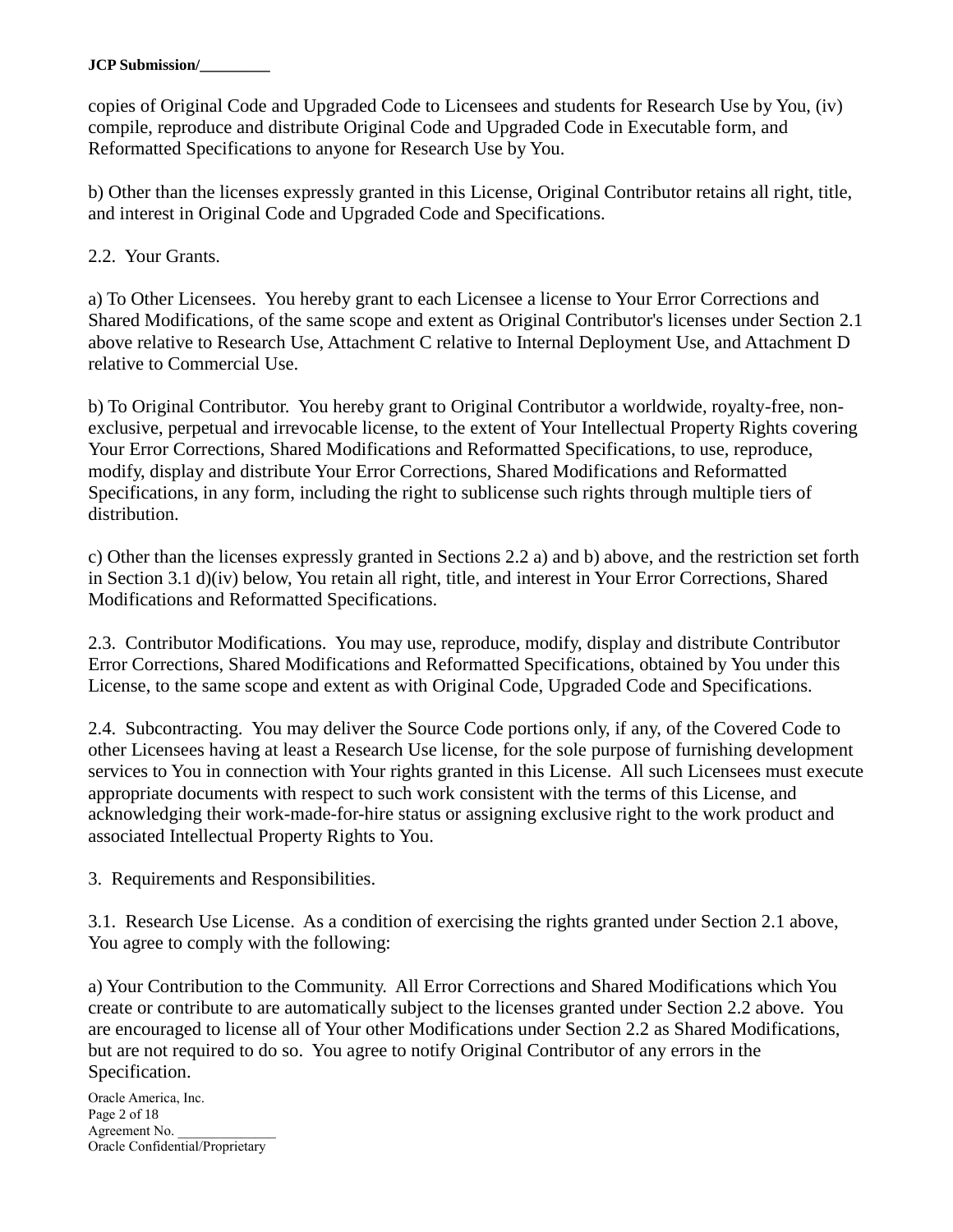copies of Original Code and Upgraded Code to Licensees and students for Research Use by You, (iv) compile, reproduce and distribute Original Code and Upgraded Code in Executable form, and Reformatted Specifications to anyone for Research Use by You.

b) Other than the licenses expressly granted in this License, Original Contributor retains all right, title, and interest in Original Code and Upgraded Code and Specifications.

2.2. Your Grants.

a) To Other Licensees. You hereby grant to each Licensee a license to Your Error Corrections and Shared Modifications, of the same scope and extent as Original Contributor's licenses under Section 2.1 above relative to Research Use, Attachment C relative to Internal Deployment Use, and Attachment D relative to Commercial Use.

b) To Original Contributor. You hereby grant to Original Contributor a worldwide, royalty-free, non-exclusive, perpetual and irrevocable license, to the extent of Your Intellectual Property Rights covering Your Error Corrections, Shared Modifications and Reformatted Specifications, to use, reproduce, modify, display and distribute Your Error Corrections, Shared Modifications and Reformatted Specifications, in any form, including the right to sublicense such rights through multiple tiers of distribution.

c) Other than the licenses expressly granted in Sections 2.2 a) and b) above, and the restriction set forth in Section 3.1 d)(iv) below, You retain all right, title, and interest in Your Error Corrections, Shared Modifications and Reformatted Specifications.

2.3. Contributor Modifications. You may use, reproduce, modify, display and distribute Contributor Error Corrections, Shared Modifications and Reformatted Specifications, obtained by You under this License, to the same scope and extent as with Original Code, Upgraded Code and Specifications.

2.4. Subcontracting. You may deliver the Source Code portions only, if any, of the Covered Code to other Licensees having at least a Research Use license, for the sole purpose of furnishing development services to You in connection with Your rights granted in this License. All such Licensees must execute appropriate documents with respect to such work consistent with the terms of this License, and acknowledging their work-made-for-hire status or assigning exclusive right to the work product and associated Intellectual Property Rights to You.

3. Requirements and Responsibilities.

3.1. Research Use License. As a condition of exercising the rights granted under Section 2.1 above, You agree to comply with the following:

a) Your Contribution to the Community. All Error Corrections and Shared Modifications which You create or contribute to are automatically subject to the licenses granted under Section 2.2 above. You are encouraged to license all of Your other Modifications under Section 2.2 as Shared Modifications, but are not required to do so. You agree to notify Original Contributor of any errors in the Specification.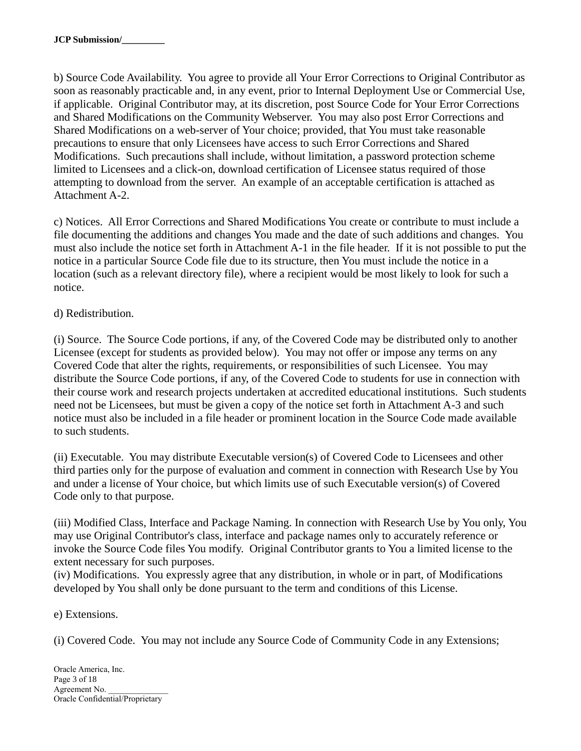b) Source Code Availability. You agree to provide all Your Error Corrections to Original Contributor as soon as reasonably practicable and, in any event, prior to Internal Deployment Use or Commercial Use, if applicable. Original Contributor may, at its discretion, post Source Code for Your Error Corrections and Shared Modifications on the Community Webserver. You may also post Error Corrections and Shared Modifications on a web-server of Your choice; provided, that You must take reasonable precautions to ensure that only Licensees have access to such Error Corrections and Shared Modifications. Such precautions shall include, without limitation, a password protection scheme limited to Licensees and a click-on, download certification of Licensee status required of those attempting to download from the server. An example of an acceptable certification is attached as Attachment A-2.

c) Notices. All Error Corrections and Shared Modifications You create or contribute to must include a file documenting the additions and changes You made and the date of such additions and changes. You must also include the notice set forth in Attachment A-1 in the file header. If it is not possible to put the notice in a particular Source Code file due to its structure, then You must include the notice in a location (such as a relevant directory file), where a recipient would be most likely to look for such a notice.

d) Redistribution.

(i) Source. The Source Code portions, if any, of the Covered Code may be distributed only to another Licensee (except for students as provided below). You may not offer or impose any terms on any Covered Code that alter the rights, requirements, or responsibilities of such Licensee. You may distribute the Source Code portions, if any, of the Covered Code to students for use in connection with their course work and research projects undertaken at accredited educational institutions. Such students need not be Licensees, but must be given a copy of the notice set forth in Attachment A-3 and such notice must also be included in a file header or prominent location in the Source Code made available to such students.

(ii) Executable. You may distribute Executable version(s) of Covered Code to Licensees and other third parties only for the purpose of evaluation and comment in connection with Research Use by You and under a license of Your choice, but which limits use of such Executable version(s) of Covered Code only to that purpose.

(iii) Modified Class, Interface and Package Naming. In connection with Research Use by You only, You may use Original Contributor's class, interface and package names only to accurately reference or invoke the Source Code files You modify. Original Contributor grants to You a limited license to the extent necessary for such purposes.
(iv) Modifications. You expressly agree that any distribution, in whole or in part, of Modifications developed by You shall only be done pursuant to the term and conditions of this License.

e) Extensions.

(i) Covered Code. You may not include any Source Code of Community Code in any Extensions;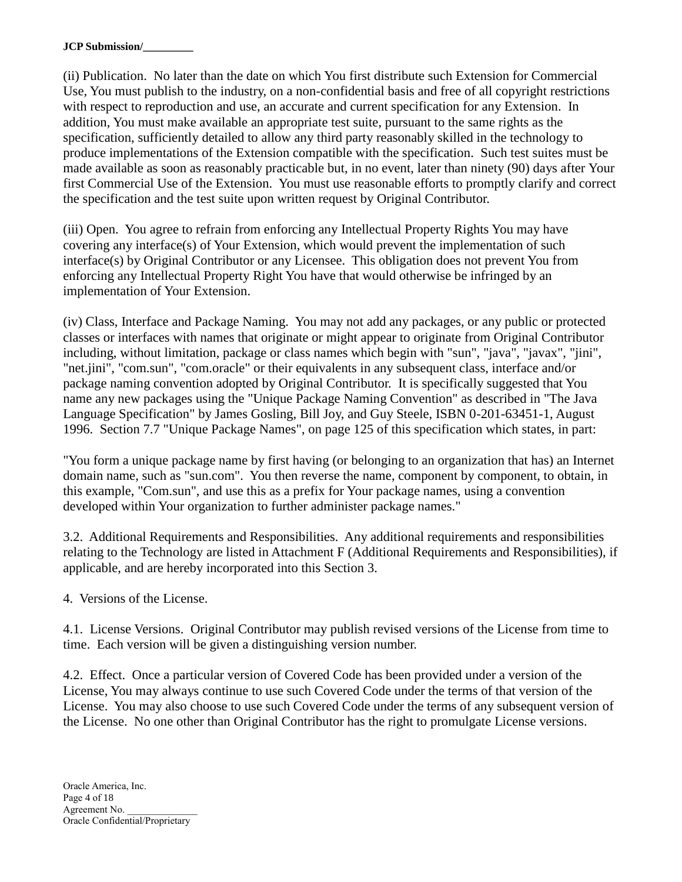(ii) Publication.  No later than the date on which You first distribute such Extension for Commercial Use, You must publish to the industry, on a non-confidential basis and free of all copyright restrictions with respect to reproduction and use, an accurate and current specification for any Extension.  In addition, You must make available an appropriate test suite, pursuant to the same rights as the specification, sufficiently detailed to allow any third party reasonably skilled in the technology to produce implementations of the Extension compatible with the specification.  Such test suites must be made available as soon as reasonably practicable but, in no event, later than ninety (90) days after Your first Commercial Use of the Extension.  You must use reasonable efforts to promptly clarify and correct the specification and the test suite upon written request by Original Contributor.

(iii) Open.  You agree to refrain from enforcing any Intellectual Property Rights You may have covering any interface(s) of Your Extension, which would prevent the implementation of such interface(s) by Original Contributor or any Licensee.  This obligation does not prevent You from enforcing any Intellectual Property Right You have that would otherwise be infringed by an implementation of Your Extension.

(iv) Class, Interface and Package Naming.  You may not add any packages, or any public or protected classes or interfaces with names that originate or might appear to originate from Original Contributor including, without limitation, package or class names which begin with "sun", "java", "javax", "jini", "net.jini", "com.sun", "com.oracle" or their equivalents in any subsequent class, interface and/or package naming convention adopted by Original Contributor.  It is specifically suggested that You name any new packages using the "Unique Package Naming Convention" as described in "The Java Language Specification" by James Gosling, Bill Joy, and Guy Steele, ISBN 0-201-63451-1, August 1996.  Section 7.7 "Unique Package Names", on page 125 of this specification which states, in part:

"You form a unique package name by first having (or belonging to an organization that has) an Internet domain name, such as "sun.com".  You then reverse the name, component by component, to obtain, in this example, "Com.sun", and use this as a prefix for Your package names, using a convention developed within Your organization to further administer package names."

3.2.  Additional Requirements and Responsibilities.  Any additional requirements and responsibilities relating to the Technology are listed in Attachment F (Additional Requirements and Responsibilities), if applicable, and are hereby incorporated into this Section 3.

4.  Versions of the License.

4.1.  License Versions.  Original Contributor may publish revised versions of the License from time to time.  Each version will be given a distinguishing version number.

4.2.  Effect.  Once a particular version of Covered Code has been provided under a version of the License, You may always continue to use such Covered Code under the terms of that version of the License.  You may also choose to use such Covered Code under the terms of any subsequent version of the License.  No one other than Original Contributor has the right to promulgate License versions.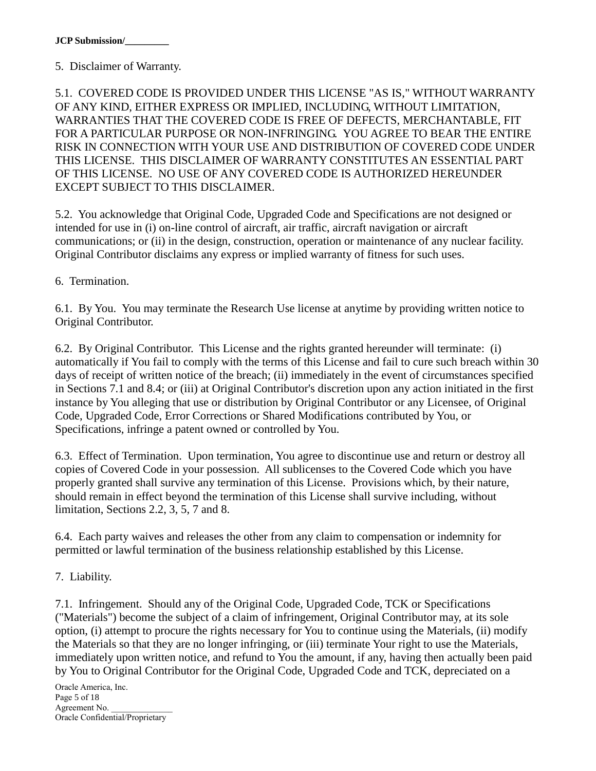5. Disclaimer of Warranty.

5.1. COVERED CODE IS PROVIDED UNDER THIS LICENSE "AS IS," WITHOUT WARRANTY OF ANY KIND, EITHER EXPRESS OR IMPLIED, INCLUDING, WITHOUT LIMITATION, WARRANTIES THAT THE COVERED CODE IS FREE OF DEFECTS, MERCHANTABLE, FIT FOR A PARTICULAR PURPOSE OR NON-INFRINGING. YOU AGREE TO BEAR THE ENTIRE RISK IN CONNECTION WITH YOUR USE AND DISTRIBUTION OF COVERED CODE UNDER THIS LICENSE. THIS DISCLAIMER OF WARRANTY CONSTITUTES AN ESSENTIAL PART OF THIS LICENSE. NO USE OF ANY COVERED CODE IS AUTHORIZED HEREUNDER EXCEPT SUBJECT TO THIS DISCLAIMER.

5.2. You acknowledge that Original Code, Upgraded Code and Specifications are not designed or intended for use in (i) on-line control of aircraft, air traffic, aircraft navigation or aircraft communications; or (ii) in the design, construction, operation or maintenance of any nuclear facility. Original Contributor disclaims any express or implied warranty of fitness for such uses.

6. Termination.

6.1. By You. You may terminate the Research Use license at anytime by providing written notice to Original Contributor.

6.2. By Original Contributor. This License and the rights granted hereunder will terminate: (i) automatically if You fail to comply with the terms of this License and fail to cure such breach within 30 days of receipt of written notice of the breach; (ii) immediately in the event of circumstances specified in Sections 7.1 and 8.4; or (iii) at Original Contributor's discretion upon any action initiated in the first instance by You alleging that use or distribution by Original Contributor or any Licensee, of Original Code, Upgraded Code, Error Corrections or Shared Modifications contributed by You, or Specifications, infringe a patent owned or controlled by You.

6.3. Effect of Termination. Upon termination, You agree to discontinue use and return or destroy all copies of Covered Code in your possession. All sublicenses to the Covered Code which you have properly granted shall survive any termination of this License. Provisions which, by their nature, should remain in effect beyond the termination of this License shall survive including, without limitation, Sections 2.2, 3, 5, 7 and 8.

6.4. Each party waives and releases the other from any claim to compensation or indemnity for permitted or lawful termination of the business relationship established by this License.

7. Liability.

7.1. Infringement. Should any of the Original Code, Upgraded Code, TCK or Specifications ("Materials") become the subject of a claim of infringement, Original Contributor may, at its sole option, (i) attempt to procure the rights necessary for You to continue using the Materials, (ii) modify the Materials so that they are no longer infringing, or (iii) terminate Your right to use the Materials, immediately upon written notice, and refund to You the amount, if any, having then actually been paid by You to Original Contributor for the Original Code, Upgraded Code and TCK, depreciated on a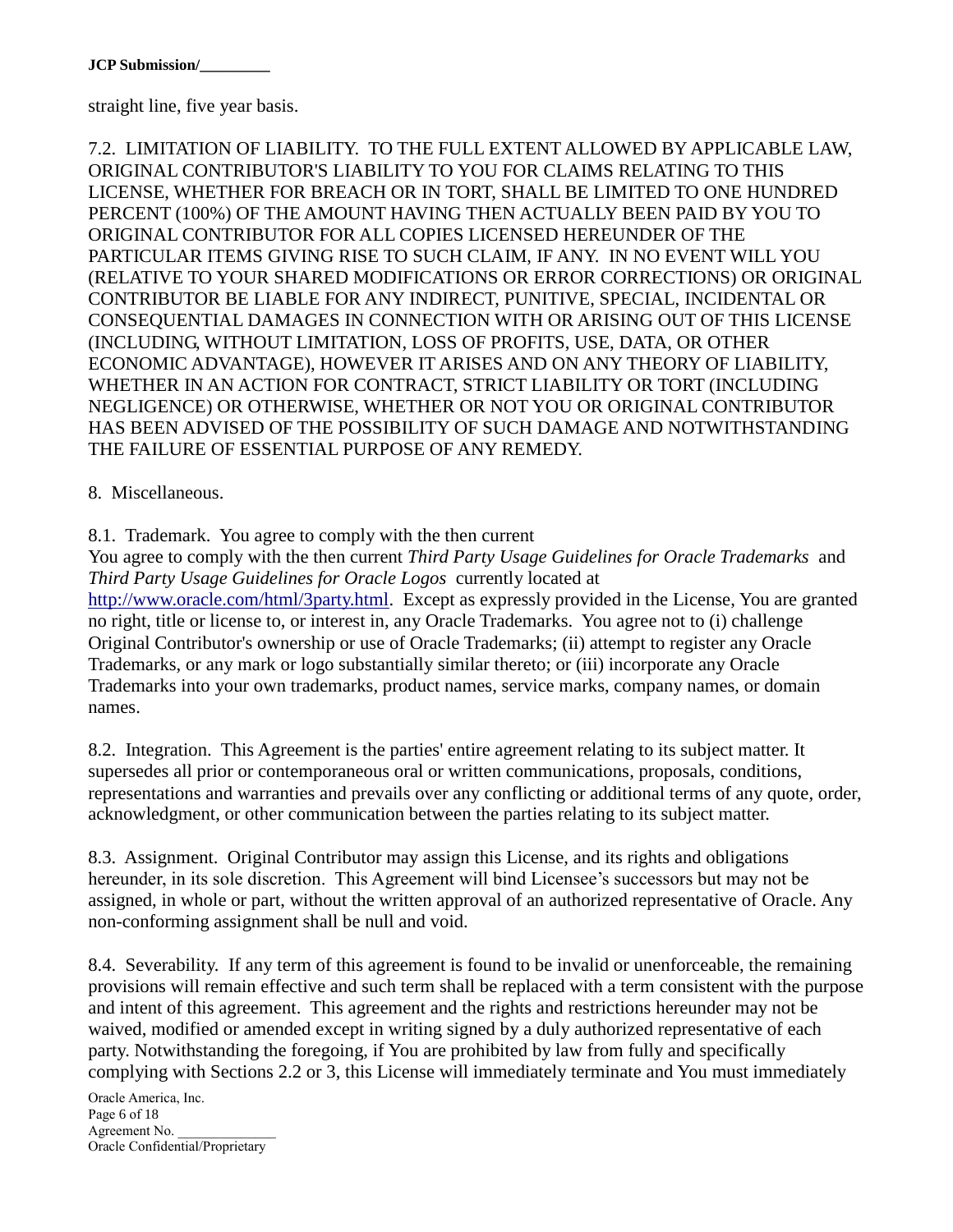straight line, five year basis.

7.2. LIMITATION OF LIABILITY. TO THE FULL EXTENT ALLOWED BY APPLICABLE LAW, ORIGINAL CONTRIBUTOR'S LIABILITY TO YOU FOR CLAIMS RELATING TO THIS LICENSE, WHETHER FOR BREACH OR IN TORT, SHALL BE LIMITED TO ONE HUNDRED PERCENT (100%) OF THE AMOUNT HAVING THEN ACTUALLY BEEN PAID BY YOU TO ORIGINAL CONTRIBUTOR FOR ALL COPIES LICENSED HEREUNDER OF THE PARTICULAR ITEMS GIVING RISE TO SUCH CLAIM, IF ANY. IN NO EVENT WILL YOU (RELATIVE TO YOUR SHARED MODIFICATIONS OR ERROR CORRECTIONS) OR ORIGINAL CONTRIBUTOR BE LIABLE FOR ANY INDIRECT, PUNITIVE, SPECIAL, INCIDENTAL OR CONSEQUENTIAL DAMAGES IN CONNECTION WITH OR ARISING OUT OF THIS LICENSE (INCLUDING, WITHOUT LIMITATION, LOSS OF PROFITS, USE, DATA, OR OTHER ECONOMIC ADVANTAGE), HOWEVER IT ARISES AND ON ANY THEORY OF LIABILITY, WHETHER IN AN ACTION FOR CONTRACT, STRICT LIABILITY OR TORT (INCLUDING NEGLIGENCE) OR OTHERWISE, WHETHER OR NOT YOU OR ORIGINAL CONTRIBUTOR HAS BEEN ADVISED OF THE POSSIBILITY OF SUCH DAMAGE AND NOTWITHSTANDING THE FAILURE OF ESSENTIAL PURPOSE OF ANY REMEDY.

8. Miscellaneous.

8.1. Trademark. You agree to comply with the then current
You agree to comply with the then current *Third Party Usage Guidelines for Oracle Trademarks* and *Third Party Usage Guidelines for Oracle Logos* currently located at http://www.oracle.com/html/3party.html. Except as expressly provided in the License, You are granted no right, title or license to, or interest in, any Oracle Trademarks. You agree not to (i) challenge Original Contributor's ownership or use of Oracle Trademarks; (ii) attempt to register any Oracle Trademarks, or any mark or logo substantially similar thereto; or (iii) incorporate any Oracle Trademarks into your own trademarks, product names, service marks, company names, or domain names.

8.2. Integration. This Agreement is the parties' entire agreement relating to its subject matter. It supersedes all prior or contemporaneous oral or written communications, proposals, conditions, representations and warranties and prevails over any conflicting or additional terms of any quote, order, acknowledgment, or other communication between the parties relating to its subject matter.

8.3. Assignment. Original Contributor may assign this License, and its rights and obligations hereunder, in its sole discretion. This Agreement will bind Licensee's successors but may not be assigned, in whole or part, without the written approval of an authorized representative of Oracle. Any non-conforming assignment shall be null and void.

8.4. Severability. If any term of this agreement is found to be invalid or unenforceable, the remaining provisions will remain effective and such term shall be replaced with a term consistent with the purpose and intent of this agreement. This agreement and the rights and restrictions hereunder may not be waived, modified or amended except in writing signed by a duly authorized representative of each party. Notwithstanding the foregoing, if You are prohibited by law from fully and specifically complying with Sections 2.2 or 3, this License will immediately terminate and You must immediately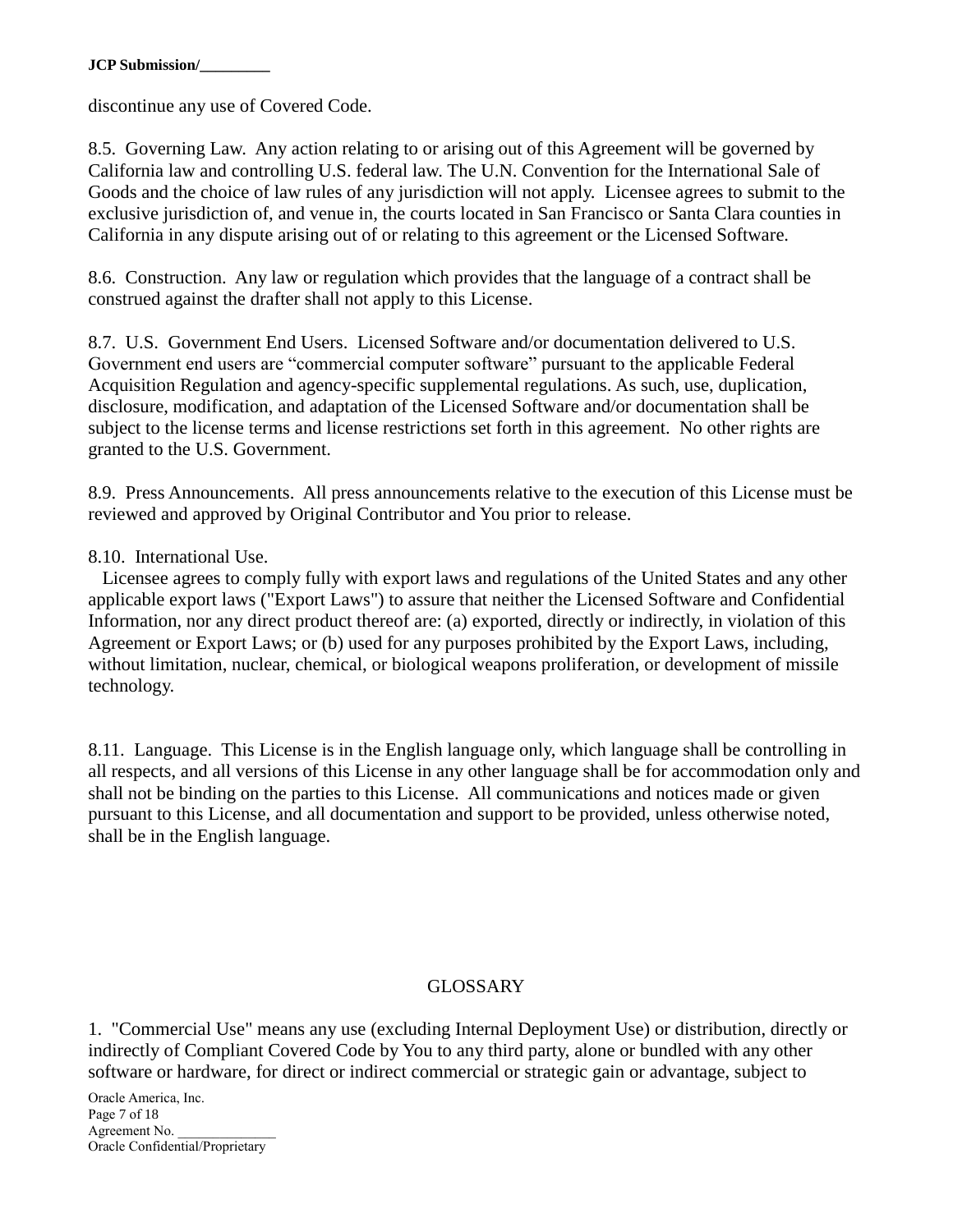discontinue any use of Covered Code.

8.5. Governing Law. Any action relating to or arising out of this Agreement will be governed by California law and controlling U.S. federal law. The U.N. Convention for the International Sale of Goods and the choice of law rules of any jurisdiction will not apply. Licensee agrees to submit to the exclusive jurisdiction of, and venue in, the courts located in San Francisco or Santa Clara counties in California in any dispute arising out of or relating to this agreement or the Licensed Software.

8.6. Construction. Any law or regulation which provides that the language of a contract shall be construed against the drafter shall not apply to this License.

8.7. U.S. Government End Users. Licensed Software and/or documentation delivered to U.S. Government end users are “commercial computer software” pursuant to the applicable Federal Acquisition Regulation and agency-specific supplemental regulations. As such, use, duplication, disclosure, modification, and adaptation of the Licensed Software and/or documentation shall be subject to the license terms and license restrictions set forth in this agreement. No other rights are granted to the U.S. Government.

8.9. Press Announcements. All press announcements relative to the execution of this License must be reviewed and approved by Original Contributor and You prior to release.

8.10. International Use.

Licensee agrees to comply fully with export laws and regulations of the United States and any other applicable export laws ("Export Laws") to assure that neither the Licensed Software and Confidential Information, nor any direct product thereof are: (a) exported, directly or indirectly, in violation of this Agreement or Export Laws; or (b) used for any purposes prohibited by the Export Laws, including, without limitation, nuclear, chemical, or biological weapons proliferation, or development of missile technology.

8.11. Language. This License is in the English language only, which language shall be controlling in all respects, and all versions of this License in any other language shall be for accommodation only and shall not be binding on the parties to this License. All communications and notices made or given pursuant to this License, and all documentation and support to be provided, unless otherwise noted, shall be in the English language.

## GLOSSARY

1. "Commercial Use" means any use (excluding Internal Deployment Use) or distribution, directly or indirectly of Compliant Covered Code by You to any third party, alone or bundled with any other software or hardware, for direct or indirect commercial or strategic gain or advantage, subject to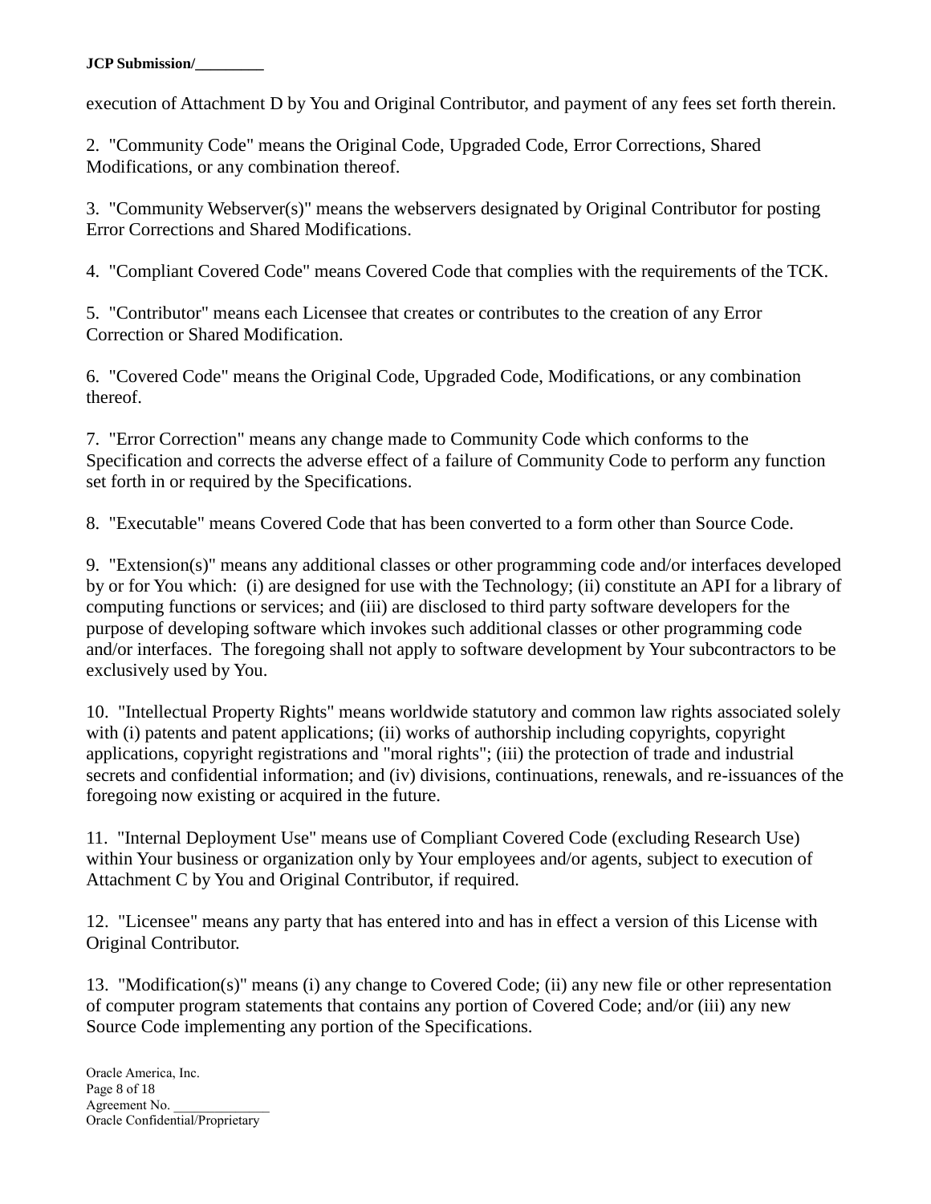execution of Attachment D by You and Original Contributor, and payment of any fees set forth therein.

2. "Community Code" means the Original Code, Upgraded Code, Error Corrections, Shared Modifications, or any combination thereof.

3. "Community Webserver(s)" means the webservers designated by Original Contributor for posting Error Corrections and Shared Modifications.

4. "Compliant Covered Code" means Covered Code that complies with the requirements of the TCK.

5. "Contributor" means each Licensee that creates or contributes to the creation of any Error Correction or Shared Modification.

6. "Covered Code" means the Original Code, Upgraded Code, Modifications, or any combination thereof.

7. "Error Correction" means any change made to Community Code which conforms to the Specification and corrects the adverse effect of a failure of Community Code to perform any function set forth in or required by the Specifications.

8. "Executable" means Covered Code that has been converted to a form other than Source Code.

9. "Extension(s)" means any additional classes or other programming code and/or interfaces developed by or for You which: (i) are designed for use with the Technology; (ii) constitute an API for a library of computing functions or services; and (iii) are disclosed to third party software developers for the purpose of developing software which invokes such additional classes or other programming code and/or interfaces. The foregoing shall not apply to software development by Your subcontractors to be exclusively used by You.

10. "Intellectual Property Rights" means worldwide statutory and common law rights associated solely with (i) patents and patent applications; (ii) works of authorship including copyrights, copyright applications, copyright registrations and "moral rights"; (iii) the protection of trade and industrial secrets and confidential information; and (iv) divisions, continuations, renewals, and re-issuances of the foregoing now existing or acquired in the future.

11. "Internal Deployment Use" means use of Compliant Covered Code (excluding Research Use) within Your business or organization only by Your employees and/or agents, subject to execution of Attachment C by You and Original Contributor, if required.

12. "Licensee" means any party that has entered into and has in effect a version of this License with Original Contributor.

13. "Modification(s)" means (i) any change to Covered Code; (ii) any new file or other representation of computer program statements that contains any portion of Covered Code; and/or (iii) any new Source Code implementing any portion of the Specifications.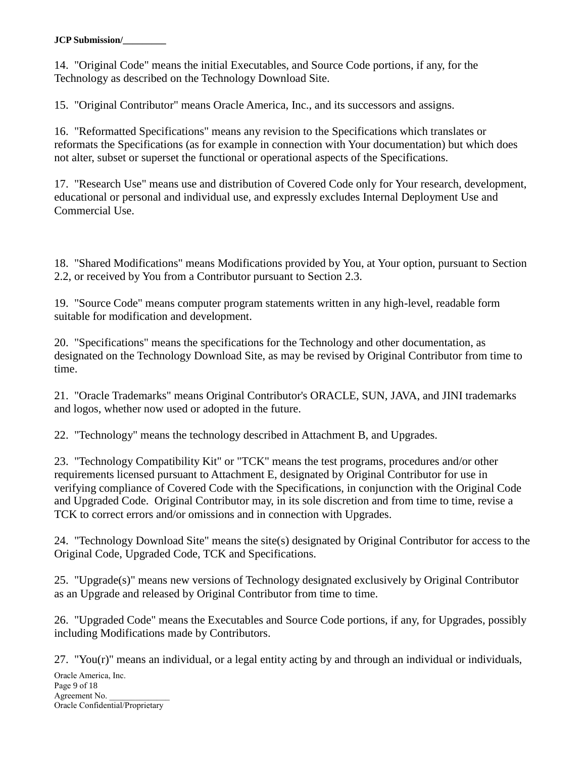14. "Original Code" means the initial Executables, and Source Code portions, if any, for the Technology as described on the Technology Download Site.

15. "Original Contributor" means Oracle America, Inc., and its successors and assigns.

16. "Reformatted Specifications" means any revision to the Specifications which translates or reformats the Specifications (as for example in connection with Your documentation) but which does not alter, subset or superset the functional or operational aspects of the Specifications.

17. "Research Use" means use and distribution of Covered Code only for Your research, development, educational or personal and individual use, and expressly excludes Internal Deployment Use and Commercial Use.

18. "Shared Modifications" means Modifications provided by You, at Your option, pursuant to Section 2.2, or received by You from a Contributor pursuant to Section 2.3.

19. "Source Code" means computer program statements written in any high-level, readable form suitable for modification and development.

20. "Specifications" means the specifications for the Technology and other documentation, as designated on the Technology Download Site, as may be revised by Original Contributor from time to time.

21. "Oracle Trademarks" means Original Contributor's ORACLE, SUN, JAVA, and JINI trademarks and logos, whether now used or adopted in the future.

22. "Technology" means the technology described in Attachment B, and Upgrades.

23. "Technology Compatibility Kit" or "TCK" means the test programs, procedures and/or other requirements licensed pursuant to Attachment E, designated by Original Contributor for use in verifying compliance of Covered Code with the Specifications, in conjunction with the Original Code and Upgraded Code. Original Contributor may, in its sole discretion and from time to time, revise a TCK to correct errors and/or omissions and in connection with Upgrades.

24. "Technology Download Site" means the site(s) designated by Original Contributor for access to the Original Code, Upgraded Code, TCK and Specifications.

25. "Upgrade(s)" means new versions of Technology designated exclusively by Original Contributor as an Upgrade and released by Original Contributor from time to time.

26. "Upgraded Code" means the Executables and Source Code portions, if any, for Upgrades, possibly including Modifications made by Contributors.

27. "You(r)" means an individual, or a legal entity acting by and through an individual or individuals,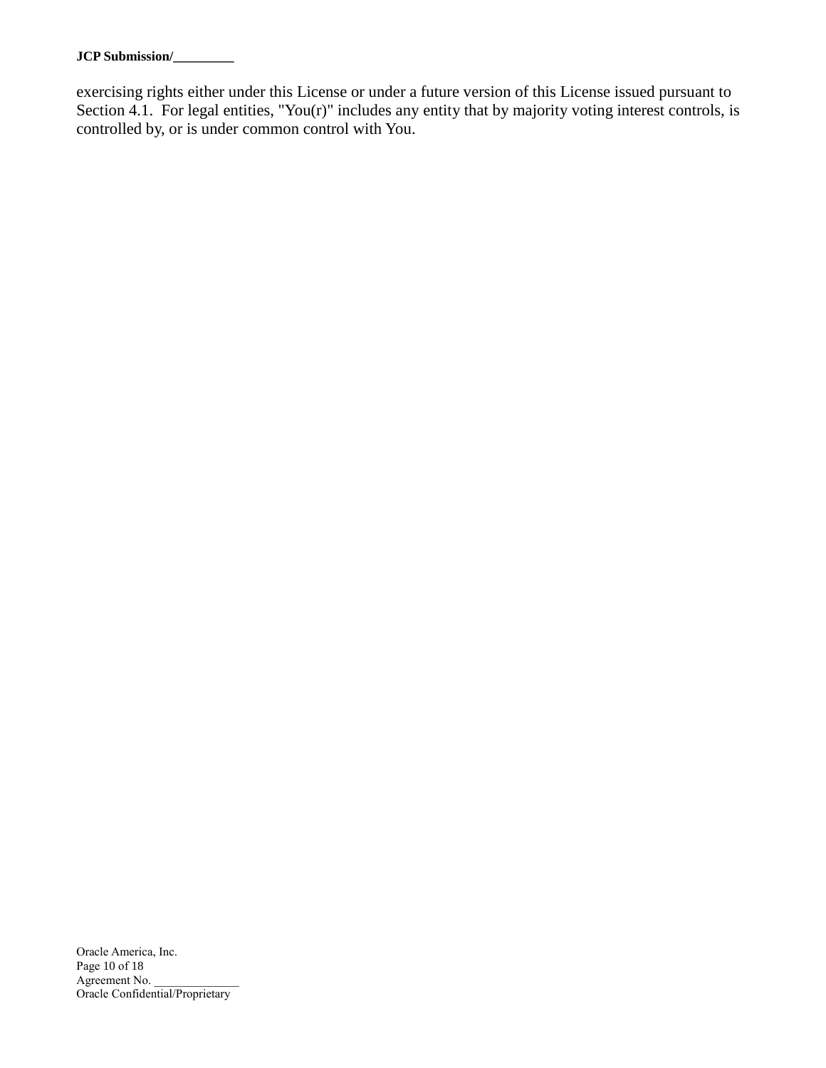exercising rights either under this License or under a future version of this License issued pursuant to Section 4.1. For legal entities, "You(r)" includes any entity that by majority voting interest controls, is controlled by, or is under common control with You.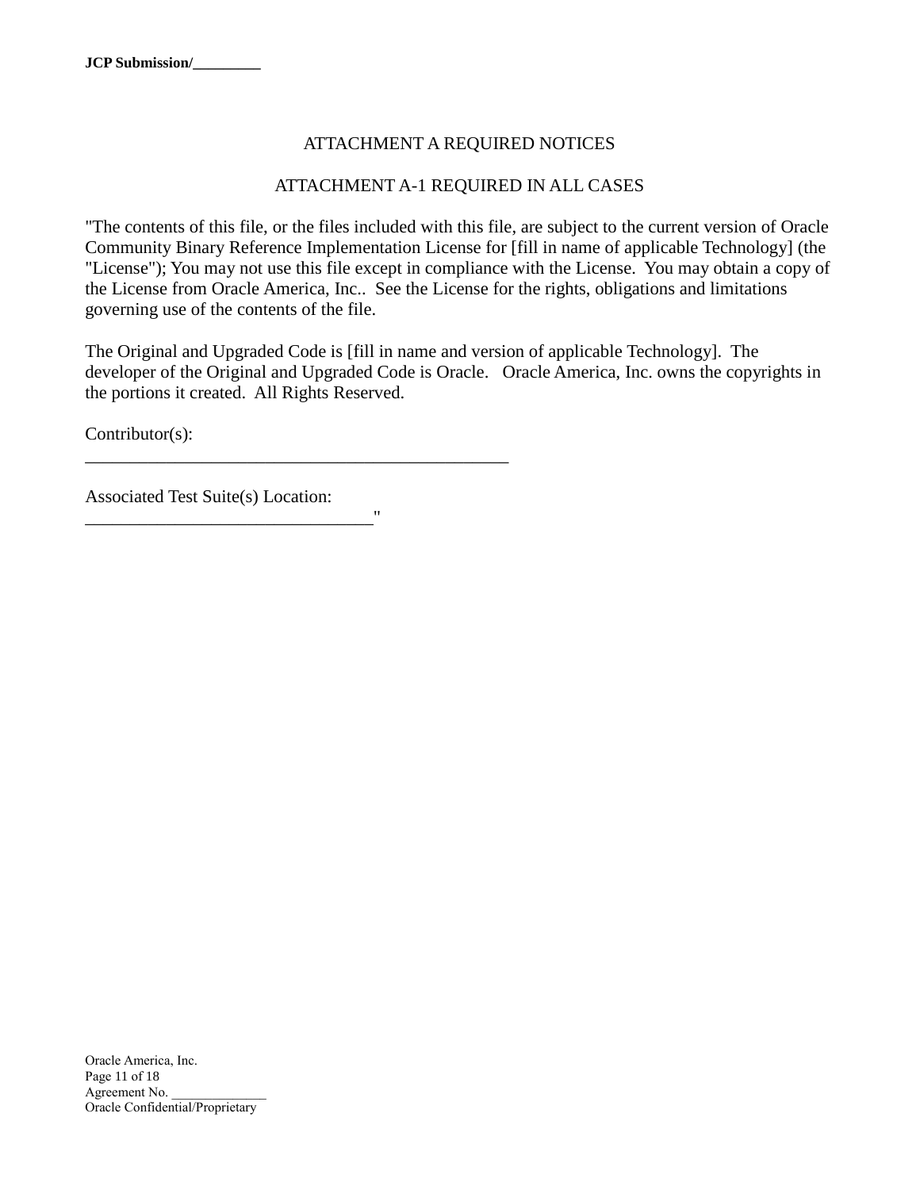ATTACHMENT A REQUIRED NOTICES

ATTACHMENT A-1 REQUIRED IN ALL CASES

"The contents of this file, or the files included with this file, are subject to the current version of Oracle Community Binary Reference Implementation License for [fill in name of applicable Technology] (the "License"); You may not use this file except in compliance with the License. You may obtain a copy of the License from Oracle America, Inc.. See the License for the rights, obligations and limitations governing use of the contents of the file.

The Original and Upgraded Code is [fill in name and version of applicable Technology]. The developer of the Original and Upgraded Code is Oracle. Oracle America, Inc. owns the copyrights in the portions it created. All Rights Reserved.

Contributor(s):
_________________________________________________

Associated Test Suite(s) Location:
_________________________________"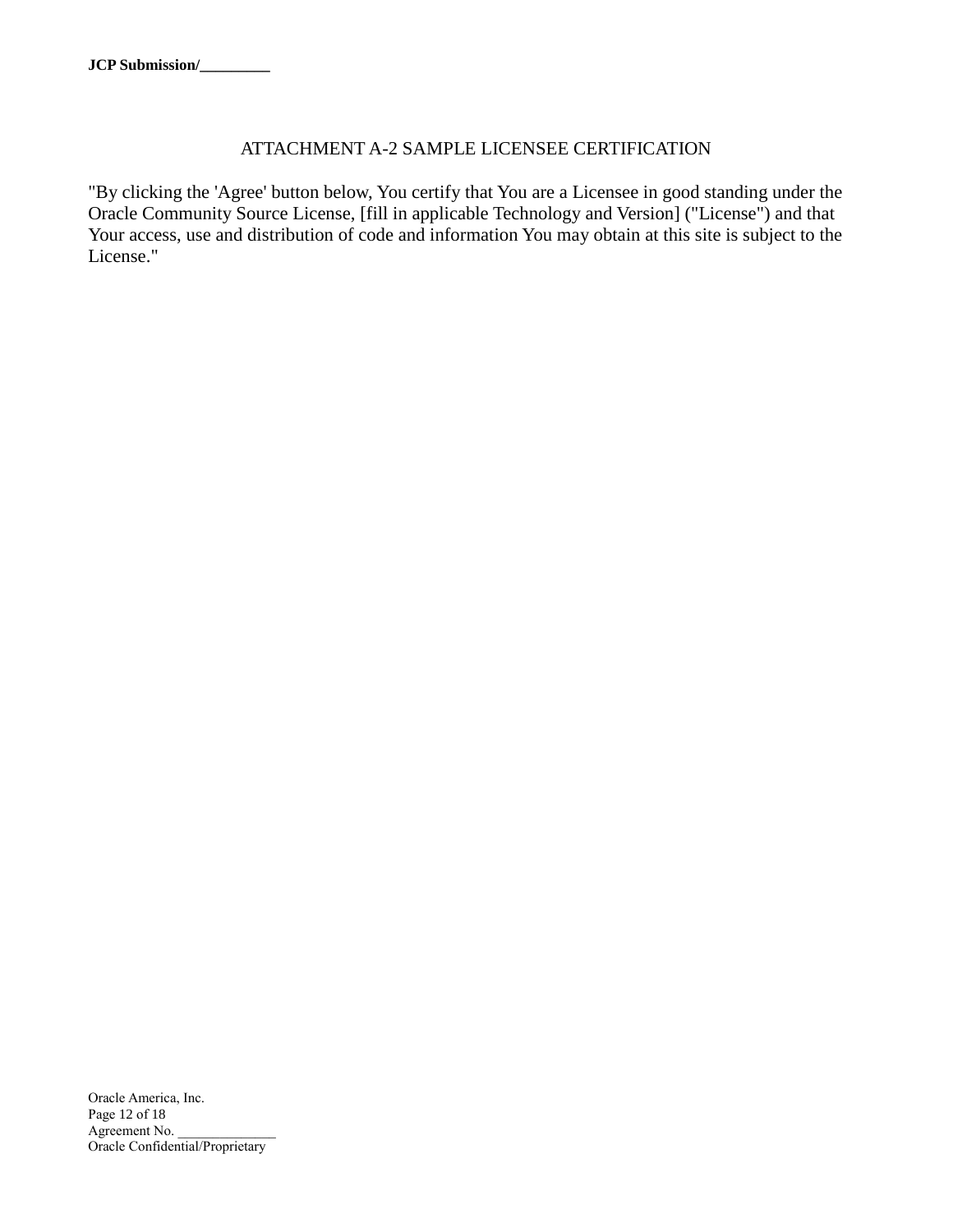## ATTACHMENT A-2 SAMPLE LICENSEE CERTIFICATION

"By clicking the 'Agree' button below, You certify that You are a Licensee in good standing under the Oracle Community Source License, [fill in applicable Technology and Version] ("License") and that Your access, use and distribution of code and information You may obtain at this site is subject to the License."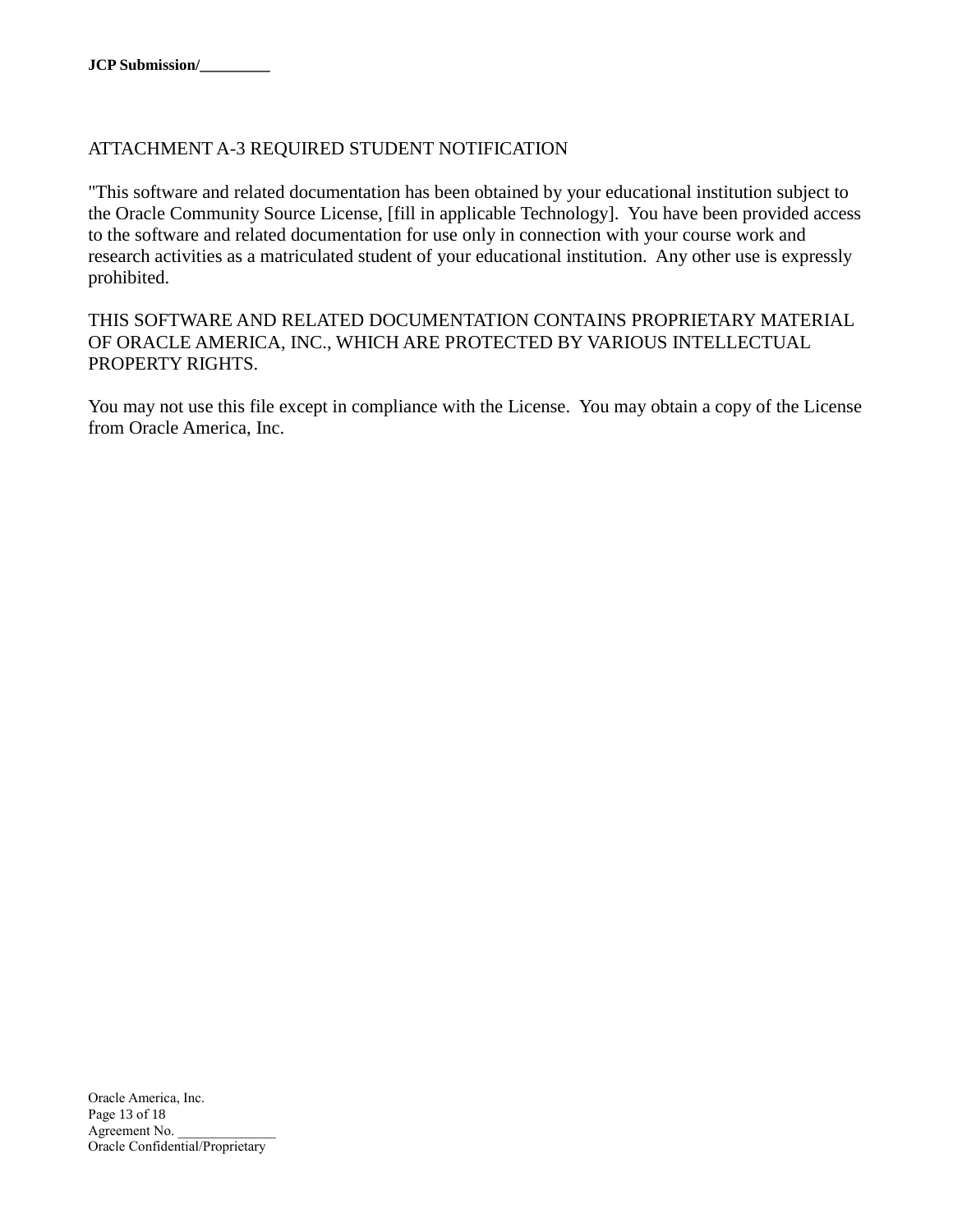## ATTACHMENT A-3 REQUIRED STUDENT NOTIFICATION

"This software and related documentation has been obtained by your educational institution subject to the Oracle Community Source License, [fill in applicable Technology]. You have been provided access to the software and related documentation for use only in connection with your course work and research activities as a matriculated student of your educational institution. Any other use is expressly prohibited.

THIS SOFTWARE AND RELATED DOCUMENTATION CONTAINS PROPRIETARY MATERIAL OF ORACLE AMERICA, INC., WHICH ARE PROTECTED BY VARIOUS INTELLECTUAL PROPERTY RIGHTS.

You may not use this file except in compliance with the License. You may obtain a copy of the License from Oracle America, Inc.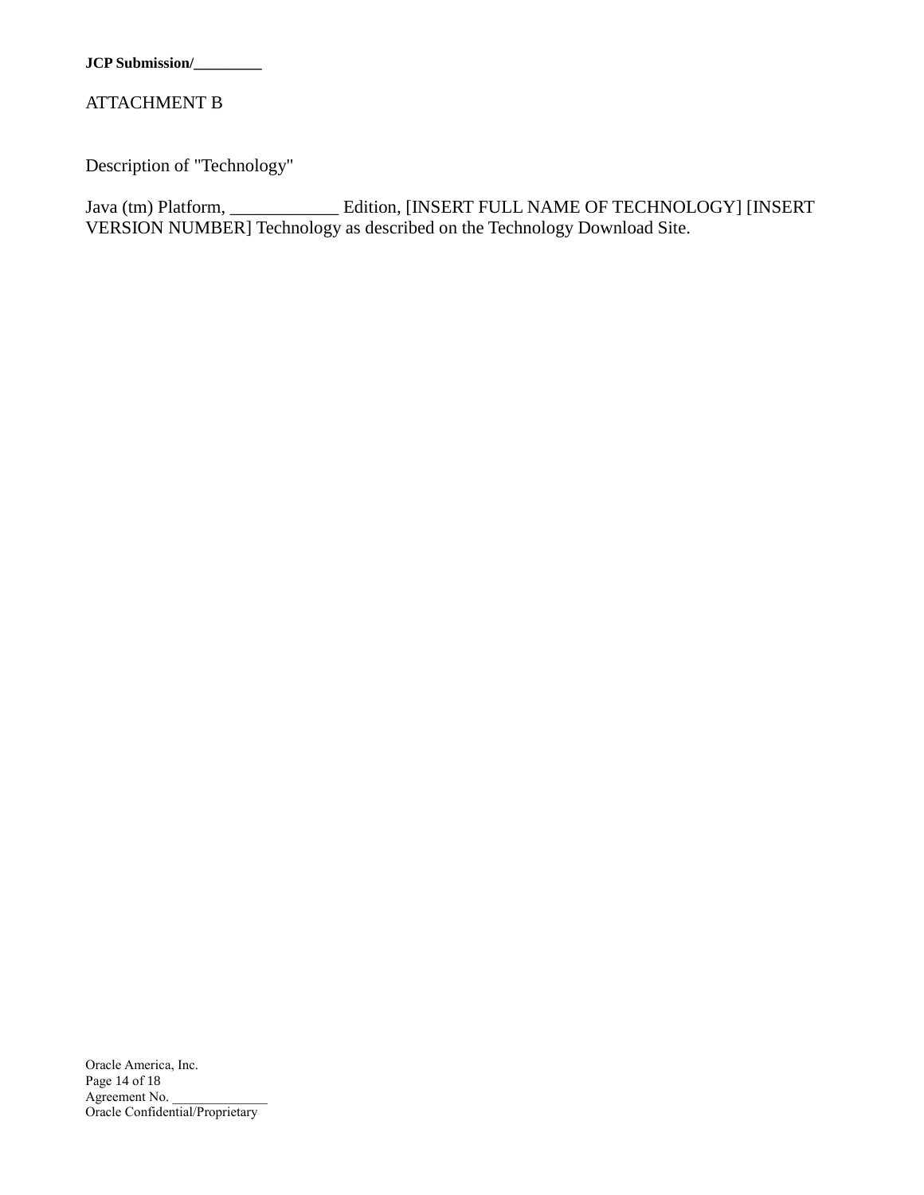ATTACHMENT B

Description of "Technology"

Java (tm) Platform, ____________ Edition, [INSERT FULL NAME OF TECHNOLOGY] [INSERT VERSION NUMBER] Technology as described on the Technology Download Site.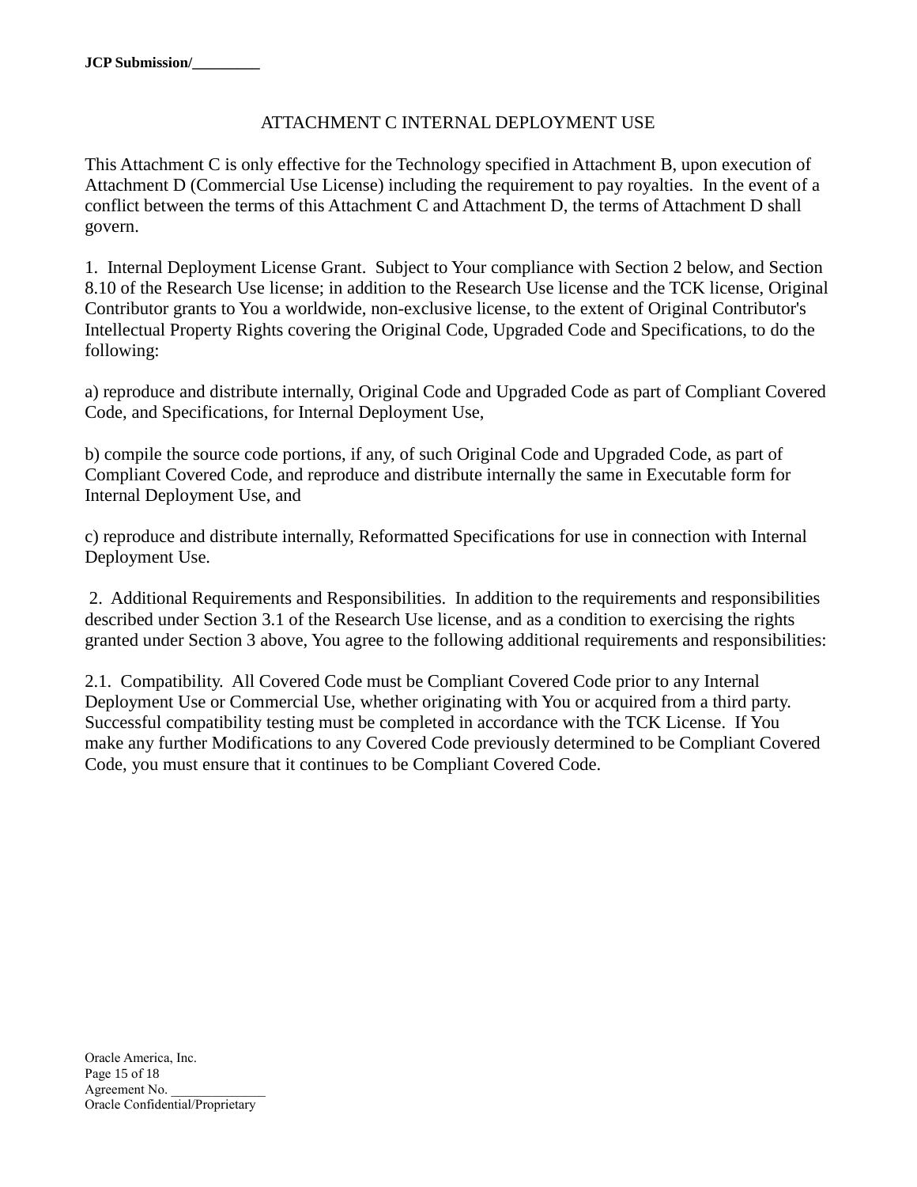# ATTACHMENT C INTERNAL DEPLOYMENT USE

This Attachment C is only effective for the Technology specified in Attachment B, upon execution of Attachment D (Commercial Use License) including the requirement to pay royalties. In the event of a conflict between the terms of this Attachment C and Attachment D, the terms of Attachment D shall govern.

1. Internal Deployment License Grant. Subject to Your compliance with Section 2 below, and Section 8.10 of the Research Use license; in addition to the Research Use license and the TCK license, Original Contributor grants to You a worldwide, non-exclusive license, to the extent of Original Contributor's Intellectual Property Rights covering the Original Code, Upgraded Code and Specifications, to do the following:

a) reproduce and distribute internally, Original Code and Upgraded Code as part of Compliant Covered Code, and Specifications, for Internal Deployment Use,

b) compile the source code portions, if any, of such Original Code and Upgraded Code, as part of Compliant Covered Code, and reproduce and distribute internally the same in Executable form for Internal Deployment Use, and

c) reproduce and distribute internally, Reformatted Specifications for use in connection with Internal Deployment Use.

2. Additional Requirements and Responsibilities. In addition to the requirements and responsibilities described under Section 3.1 of the Research Use license, and as a condition to exercising the rights granted under Section 3 above, You agree to the following additional requirements and responsibilities:

2.1. Compatibility. All Covered Code must be Compliant Covered Code prior to any Internal Deployment Use or Commercial Use, whether originating with You or acquired from a third party. Successful compatibility testing must be completed in accordance with the TCK License. If You make any further Modifications to any Covered Code previously determined to be Compliant Covered Code, you must ensure that it continues to be Compliant Covered Code.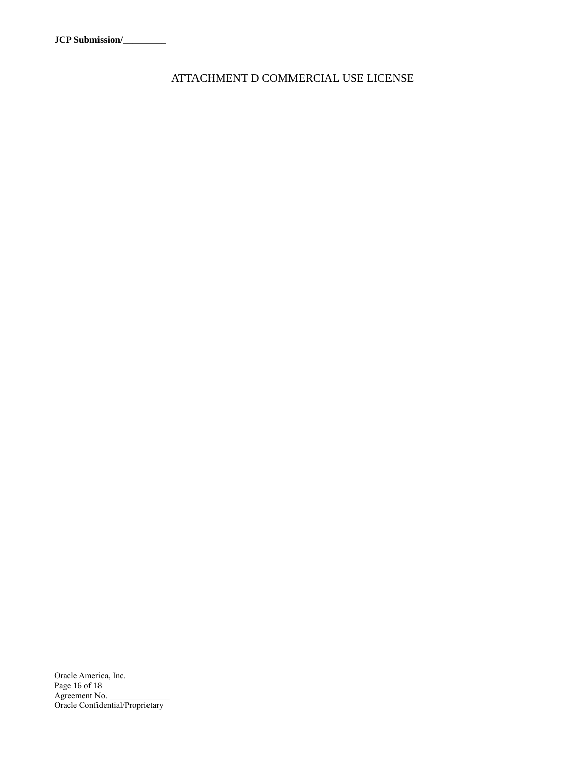# ATTACHMENT D COMMERCIAL USE LICENSE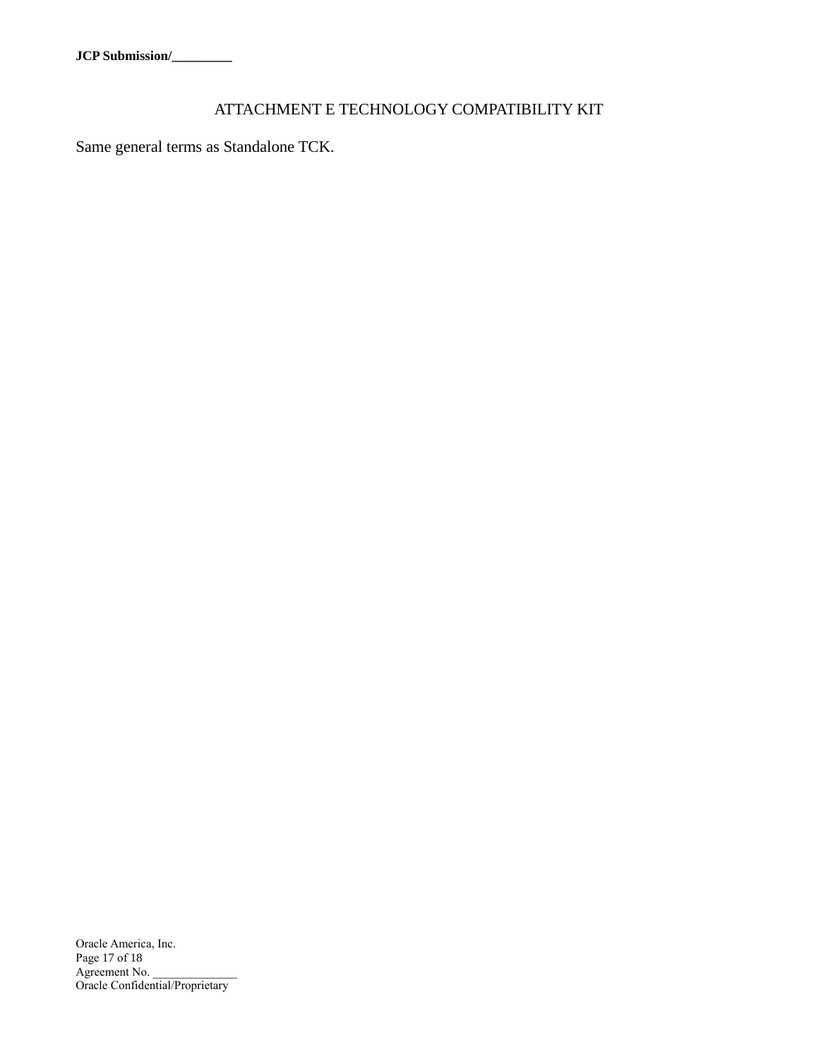## ATTACHMENT E TECHNOLOGY COMPATIBILITY KIT

Same general terms as Standalone TCK.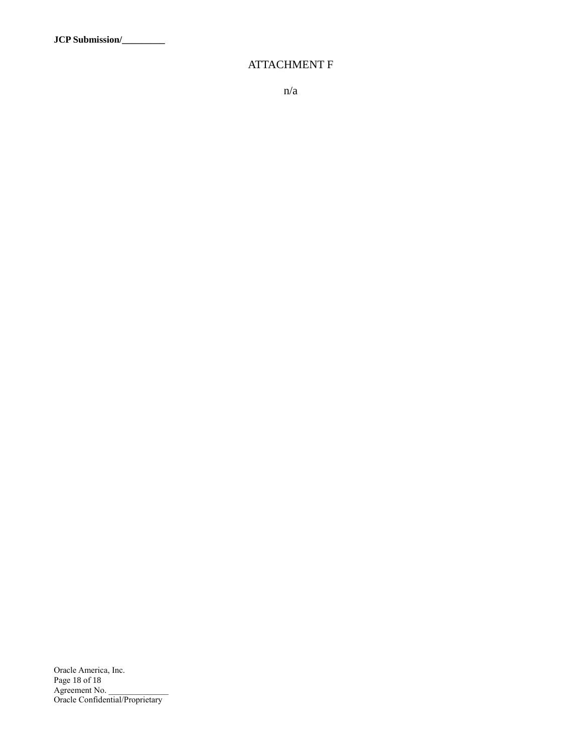# ATTACHMENT F

n/a